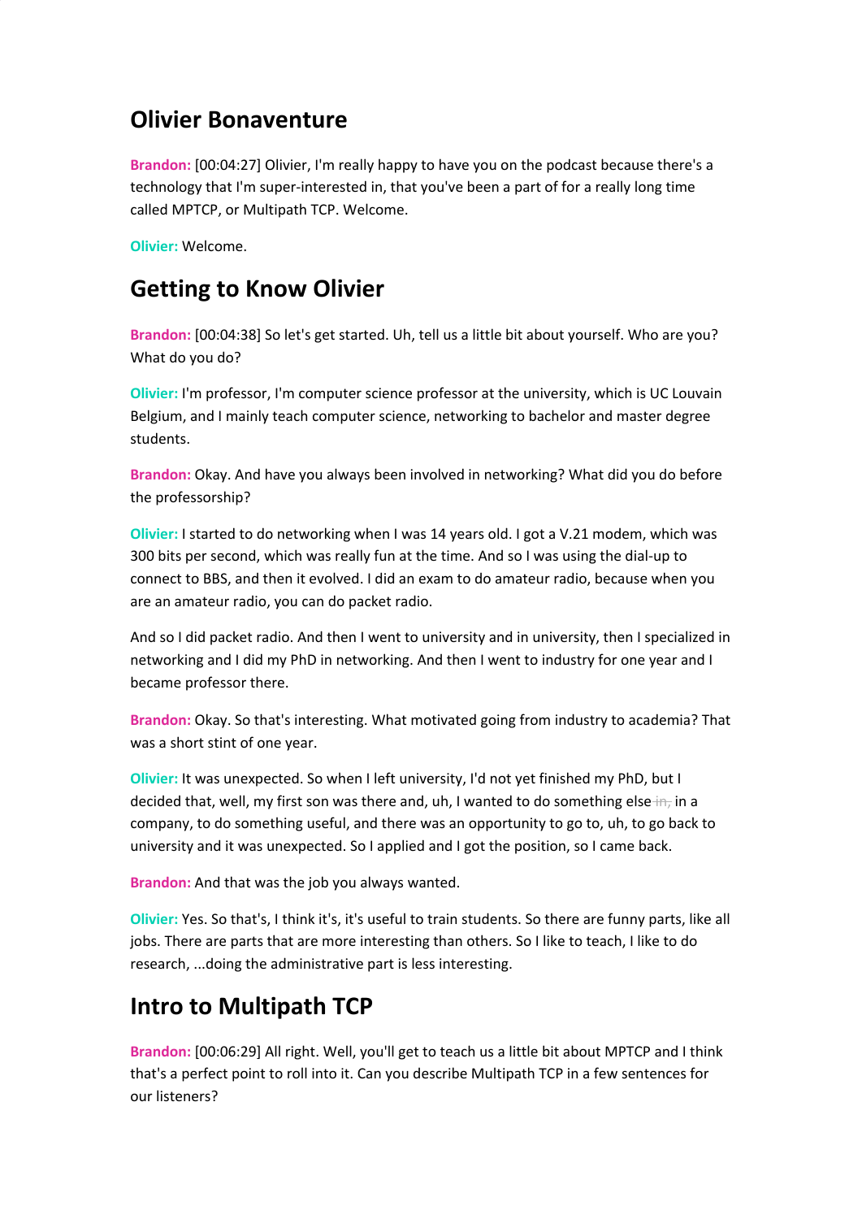## Olivier Bonaventure

**Brandon:** [00:04:27] Olivier, I'm really happy to have you on the podcast because there's a technology that I'm super-interested in, that you've been a part of for a really long time called MPTCP, or Multipath TCP. Welcome.

**Olivier:** Welcome.

## Getting to Know Olivier

**Brandon:** [00:04:38] So let's get started. Uh, tell us a little bit about yourself. Who are you? What do you do?

**Olivier:** I'm professor, I'm computer science professor at the university, which is UC Louvain Belgium, and I mainly teach computer science, networking to bachelor and master degree students.

**Brandon:** Okay. And have you always been involved in networking? What did you do before the professorship?

**Olivier:** I started to do networking when I was 14 years old. I got a V.21 modem, which was 300 bits per second, which was really fun at the time. And so I was using the dial-up to connect to BBS, and then it evolved. I did an exam to do amateur radio, because when you are an amateur radio, you can do packet radio.

And so I did packet radio. And then I went to university and in university, then I specialized in networking and I did my PhD in networking. And then I went to industry for one year and I became professor there.

**Brandon:** Okay. So that's interesting. What motivated going from industry to academia? That was a short stint of one year.

**Olivier:** It was unexpected. So when I left university, I'd not yet finished my PhD, but I decided that, well, my first son was there and, uh, I wanted to do something else ~~in,~~ in a company, to do something useful, and there was an opportunity to go to, uh, to go back to university and it was unexpected. So I applied and I got the position, so I came back.

**Brandon:** And that was the job you always wanted.

**Olivier:** Yes. So that's, I think it's, it's useful to train students. So there are funny parts, like all jobs. There are parts that are more interesting than others. So I like to teach, I like to do research, ...doing the administrative part is less interesting.

## Intro to Multipath TCP

**Brandon:** [00:06:29] All right. Well, you'll get to teach us a little bit about MPTCP and I think that's a perfect point to roll into it. Can you describe Multipath TCP in a few sentences for our listeners?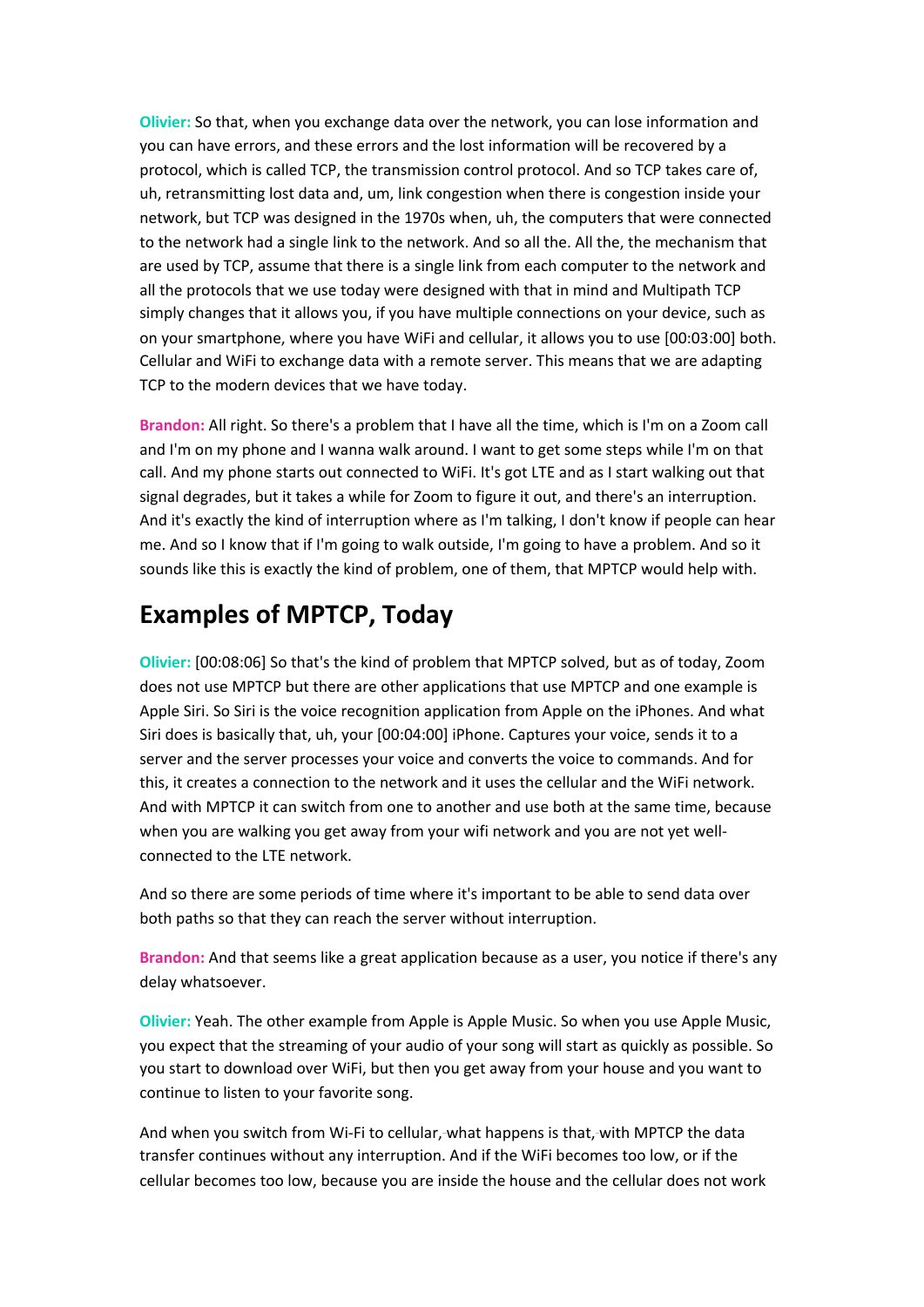**Olivier:** So that, when you exchange data over the network, you can lose information and you can have errors, and these errors and the lost information will be recovered by a protocol, which is called TCP, the transmission control protocol. And so TCP takes care of, uh, retransmitting lost data and, um, link congestion when there is congestion inside your network, but TCP was designed in the 1970s when, uh, the computers that were connected to the network had a single link to the network. And so all the. All the, the mechanism that are used by TCP, assume that there is a single link from each computer to the network and all the protocols that we use today were designed with that in mind and Multipath TCP simply changes that it allows you, if you have multiple connections on your device, such as on your smartphone, where you have WiFi and cellular, it allows you to use [00:03:00] both. Cellular and WiFi to exchange data with a remote server. This means that we are adapting TCP to the modern devices that we have today.

**Brandon:** All right. So there's a problem that I have all the time, which is I'm on a Zoom call and I'm on my phone and I wanna walk around. I want to get some steps while I'm on that call. And my phone starts out connected to WiFi. It's got LTE and as I start walking out that signal degrades, but it takes a while for Zoom to figure it out, and there's an interruption. And it's exactly the kind of interruption where as I'm talking, I don't know if people can hear me. And so I know that if I'm going to walk outside, I'm going to have a problem. And so it sounds like this is exactly the kind of problem, one of them, that MPTCP would help with.

## Examples of MPTCP, Today

**Olivier:** [00:08:06] So that's the kind of problem that MPTCP solved, but as of today, Zoom does not use MPTCP but there are other applications that use MPTCP and one example is Apple Siri. So Siri is the voice recognition application from Apple on the iPhones. And what Siri does is basically that, uh, your [00:04:00] iPhone. Captures your voice, sends it to a server and the server processes your voice and converts the voice to commands. And for this, it creates a connection to the network and it uses the cellular and the WiFi network. And with MPTCP it can switch from one to another and use both at the same time, because when you are walking you get away from your wifi network and you are not yet well-connected to the LTE network.

And so there are some periods of time where it's important to be able to send data over both paths so that they can reach the server without interruption.

**Brandon:** And that seems like a great application because as a user, you notice if there's any delay whatsoever.

**Olivier:** Yeah. The other example from Apple is Apple Music. So when you use Apple Music, you expect that the streaming of your audio of your song will start as quickly as possible. So you start to download over WiFi, but then you get away from your house and you want to continue to listen to your favorite song.

And when you switch from Wi-Fi to cellular, what happens is that, with MPTCP the data transfer continues without any interruption. And if the WiFi becomes too low, or if the cellular becomes too low, because you are inside the house and the cellular does not work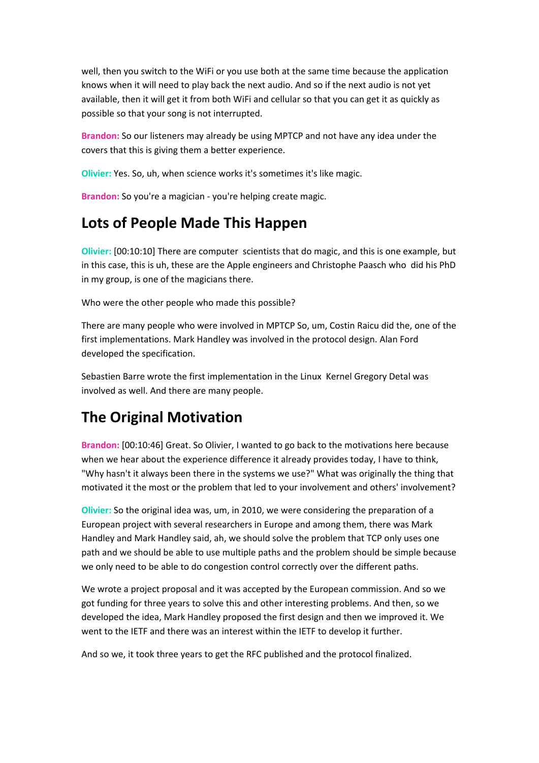well, then you switch to the WiFi or you use both at the same time because the application knows when it will need to play back the next audio. And so if the next audio is not yet available, then it will get it from both WiFi and cellular so that you can get it as quickly as possible so that your song is not interrupted.

**Brandon:** So our listeners may already be using MPTCP and not have any idea under the covers that this is giving them a better experience.

**Olivier:** Yes. So, uh, when science works it's sometimes it's like magic.

**Brandon:** So you're a magician - you're helping create magic.

## Lots of People Made This Happen

**Olivier:** [00:10:10] There are computer scientists that do magic, and this is one example, but in this case, this is uh, these are the Apple engineers and Christophe Paasch who did his PhD in my group, is one of the magicians there.

Who were the other people who made this possible?

There are many people who were involved in MPTCP So, um, Costin Raicu did the, one of the first implementations. Mark Handley was involved in the protocol design. Alan Ford developed the specification.

Sebastien Barre wrote the first implementation in the Linux Kernel Gregory Detal was involved as well. And there are many people.

## The Original Motivation

**Brandon:** [00:10:46] Great. So Olivier, I wanted to go back to the motivations here because when we hear about the experience difference it already provides today, I have to think, "Why hasn't it always been there in the systems we use?" What was originally the thing that motivated it the most or the problem that led to your involvement and others' involvement?

**Olivier:** So the original idea was, um, in 2010, we were considering the preparation of a European project with several researchers in Europe and among them, there was Mark Handley and Mark Handley said, ah, we should solve the problem that TCP only uses one path and we should be able to use multiple paths and the problem should be simple because we only need to be able to do congestion control correctly over the different paths.

We wrote a project proposal and it was accepted by the European commission. And so we got funding for three years to solve this and other interesting problems. And then, so we developed the idea, Mark Handley proposed the first design and then we improved it. We went to the IETF and there was an interest within the IETF to develop it further.

And so we, it took three years to get the RFC published and the protocol finalized.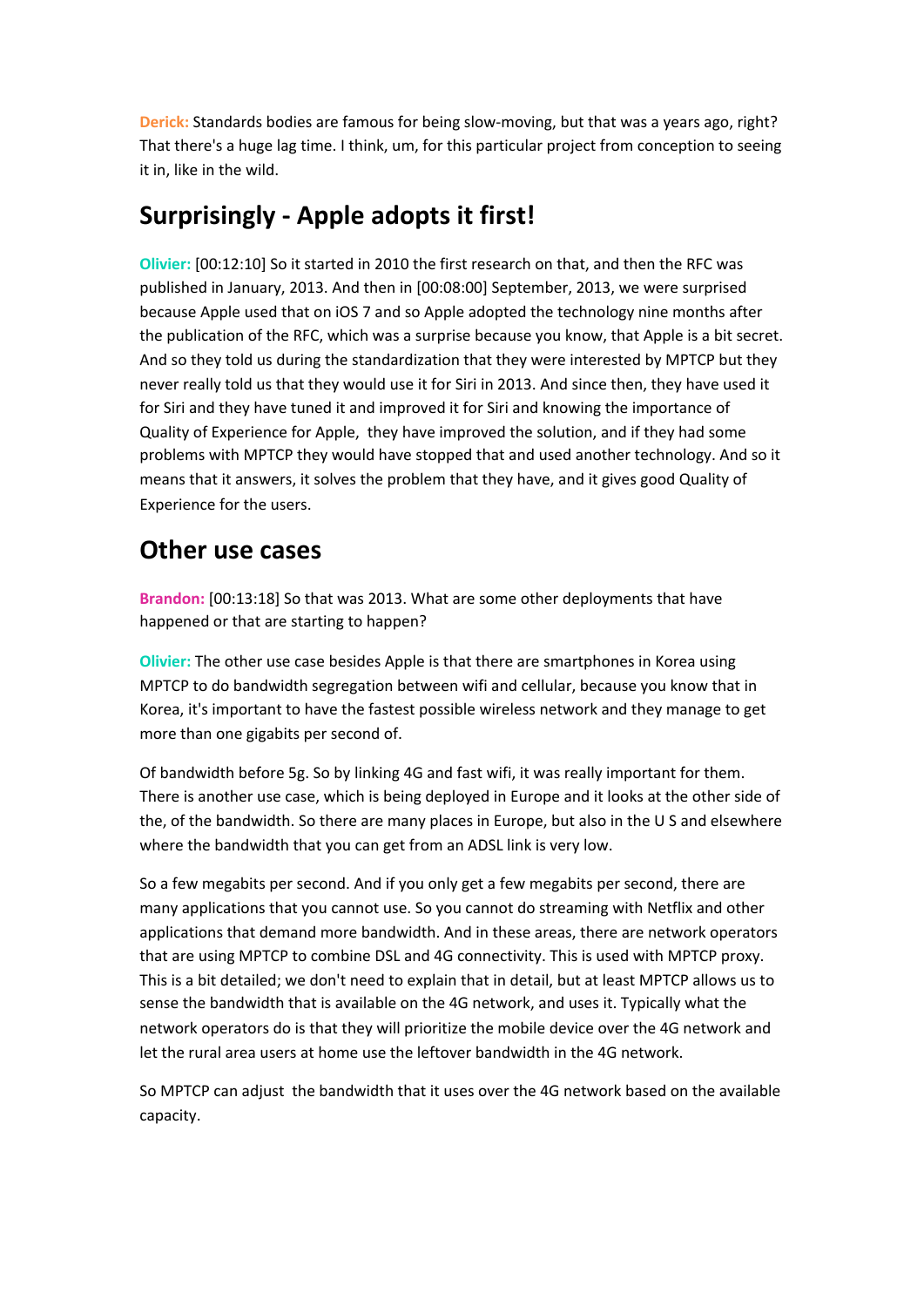**Derick:** Standards bodies are famous for being slow-moving, but that was a years ago, right? That there's a huge lag time. I think, um, for this particular project from conception to seeing it in, like in the wild.

## Surprisingly - Apple adopts it first!

**Olivier:** [00:12:10] So it started in 2010 the first research on that, and then the RFC was published in January, 2013. And then in [00:08:00] September, 2013, we were surprised because Apple used that on iOS 7 and so Apple adopted the technology nine months after the publication of the RFC, which was a surprise because you know, that Apple is a bit secret. And so they told us during the standardization that they were interested by MPTCP but they never really told us that they would use it for Siri in 2013. And since then, they have used it for Siri and they have tuned it and improved it for Siri and knowing the importance of Quality of Experience for Apple, they have improved the solution, and if they had some problems with MPTCP they would have stopped that and used another technology. And so it means that it answers, it solves the problem that they have, and it gives good Quality of Experience for the users.

## Other use cases

**Brandon:** [00:13:18] So that was 2013. What are some other deployments that have happened or that are starting to happen?

**Olivier:** The other use case besides Apple is that there are smartphones in Korea using MPTCP to do bandwidth segregation between wifi and cellular, because you know that in Korea, it's important to have the fastest possible wireless network and they manage to get more than one gigabits per second of.

Of bandwidth before 5g. So by linking 4G and fast wifi, it was really important for them. There is another use case, which is being deployed in Europe and it looks at the other side of the, of the bandwidth. So there are many places in Europe, but also in the U S and elsewhere where the bandwidth that you can get from an ADSL link is very low.

So a few megabits per second. And if you only get a few megabits per second, there are many applications that you cannot use. So you cannot do streaming with Netflix and other applications that demand more bandwidth. And in these areas, there are network operators that are using MPTCP to combine DSL and 4G connectivity. This is used with MPTCP proxy. This is a bit detailed; we don't need to explain that in detail, but at least MPTCP allows us to sense the bandwidth that is available on the 4G network, and uses it. Typically what the network operators do is that they will prioritize the mobile device over the 4G network and let the rural area users at home use the leftover bandwidth in the 4G network.

So MPTCP can adjust the bandwidth that it uses over the 4G network based on the available capacity.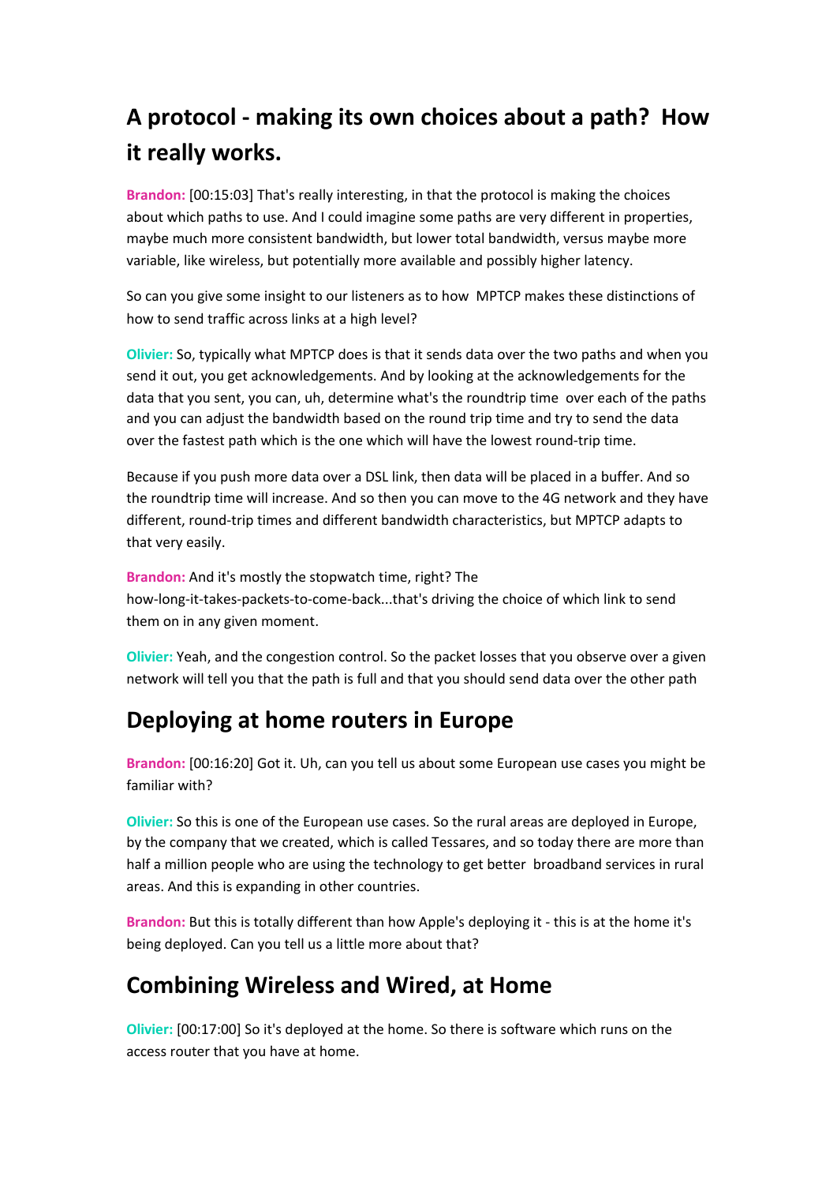## A protocol - making its own choices about a path? How it really works.

**Brandon:** [00:15:03] That's really interesting, in that the protocol is making the choices about which paths to use. And I could imagine some paths are very different in properties, maybe much more consistent bandwidth, but lower total bandwidth, versus maybe more variable, like wireless, but potentially more available and possibly higher latency.

So can you give some insight to our listeners as to how MPTCP makes these distinctions of how to send traffic across links at a high level?

**Olivier:** So, typically what MPTCP does is that it sends data over the two paths and when you send it out, you get acknowledgements. And by looking at the acknowledgements for the data that you sent, you can, uh, determine what's the roundtrip time over each of the paths and you can adjust the bandwidth based on the round trip time and try to send the data over the fastest path which is the one which will have the lowest round-trip time.

Because if you push more data over a DSL link, then data will be placed in a buffer. And so the roundtrip time will increase. And so then you can move to the 4G network and they have different, round-trip times and different bandwidth characteristics, but MPTCP adapts to that very easily.

**Brandon:** And it's mostly the stopwatch time, right? The how-long-it-takes-packets-to-come-back...that's driving the choice of which link to send them on in any given moment.

**Olivier:** Yeah, and the congestion control. So the packet losses that you observe over a given network will tell you that the path is full and that you should send data over the other path

## Deploying at home routers in Europe

**Brandon:** [00:16:20] Got it. Uh, can you tell us about some European use cases you might be familiar with?

**Olivier:** So this is one of the European use cases. So the rural areas are deployed in Europe, by the company that we created, which is called Tessares, and so today there are more than half a million people who are using the technology to get better broadband services in rural areas. And this is expanding in other countries.

**Brandon:** But this is totally different than how Apple's deploying it - this is at the home it's being deployed. Can you tell us a little more about that?

## Combining Wireless and Wired, at Home

**Olivier:** [00:17:00] So it's deployed at the home. So there is software which runs on the access router that you have at home.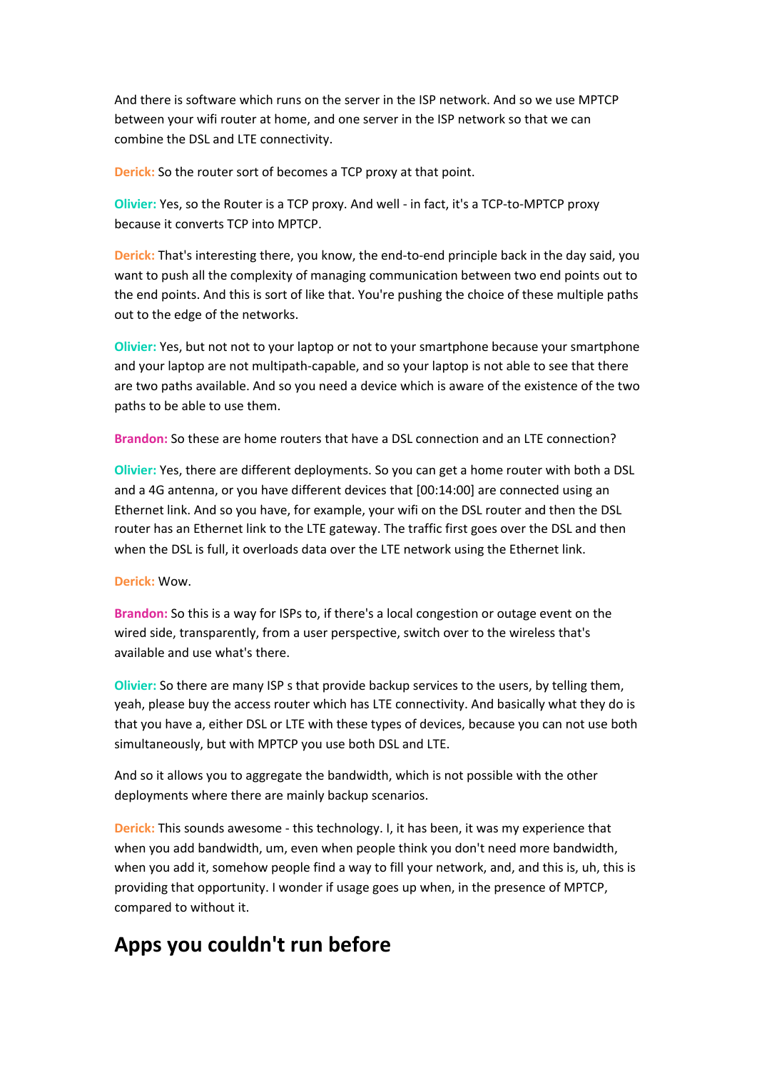And there is software which runs on the server in the ISP network. And so we use MPTCP between your wifi router at home, and one server in the ISP network so that we can combine the DSL and LTE connectivity.

**Derick:** So the router sort of becomes a TCP proxy at that point.

**Olivier:** Yes, so the Router is a TCP proxy. And well - in fact, it's a TCP-to-MPTCP proxy because it converts TCP into MPTCP.

**Derick:** That's interesting there, you know, the end-to-end principle back in the day said, you want to push all the complexity of managing communication between two end points out to the end points. And this is sort of like that. You're pushing the choice of these multiple paths out to the edge of the networks.

**Olivier:** Yes, but not not to your laptop or not to your smartphone because your smartphone and your laptop are not multipath-capable, and so your laptop is not able to see that there are two paths available. And so you need a device which is aware of the existence of the two paths to be able to use them.

**Brandon:** So these are home routers that have a DSL connection and an LTE connection?

**Olivier:** Yes, there are different deployments. So you can get a home router with both a DSL and a 4G antenna, or you have different devices that [00:14:00] are connected using an Ethernet link. And so you have, for example, your wifi on the DSL router and then the DSL router has an Ethernet link to the LTE gateway. The traffic first goes over the DSL and then when the DSL is full, it overloads data over the LTE network using the Ethernet link.

**Derick:** Wow.

**Brandon:** So this is a way for ISPs to, if there's a local congestion or outage event on the wired side, transparently, from a user perspective, switch over to the wireless that's available and use what's there.

**Olivier:** So there are many ISP s that provide backup services to the users, by telling them, yeah, please buy the access router which has LTE connectivity. And basically what they do is that you have a, either DSL or LTE with these types of devices, because you can not use both simultaneously, but with MPTCP you use both DSL and LTE.

And so it allows you to aggregate the bandwidth, which is not possible with the other deployments where there are mainly backup scenarios.

**Derick:** This sounds awesome - this technology. I, it has been, it was my experience that when you add bandwidth, um, even when people think you don't need more bandwidth, when you add it, somehow people find a way to fill your network, and, and this is, uh, this is providing that opportunity. I wonder if usage goes up when, in the presence of MPTCP, compared to without it.

## Apps you couldn't run before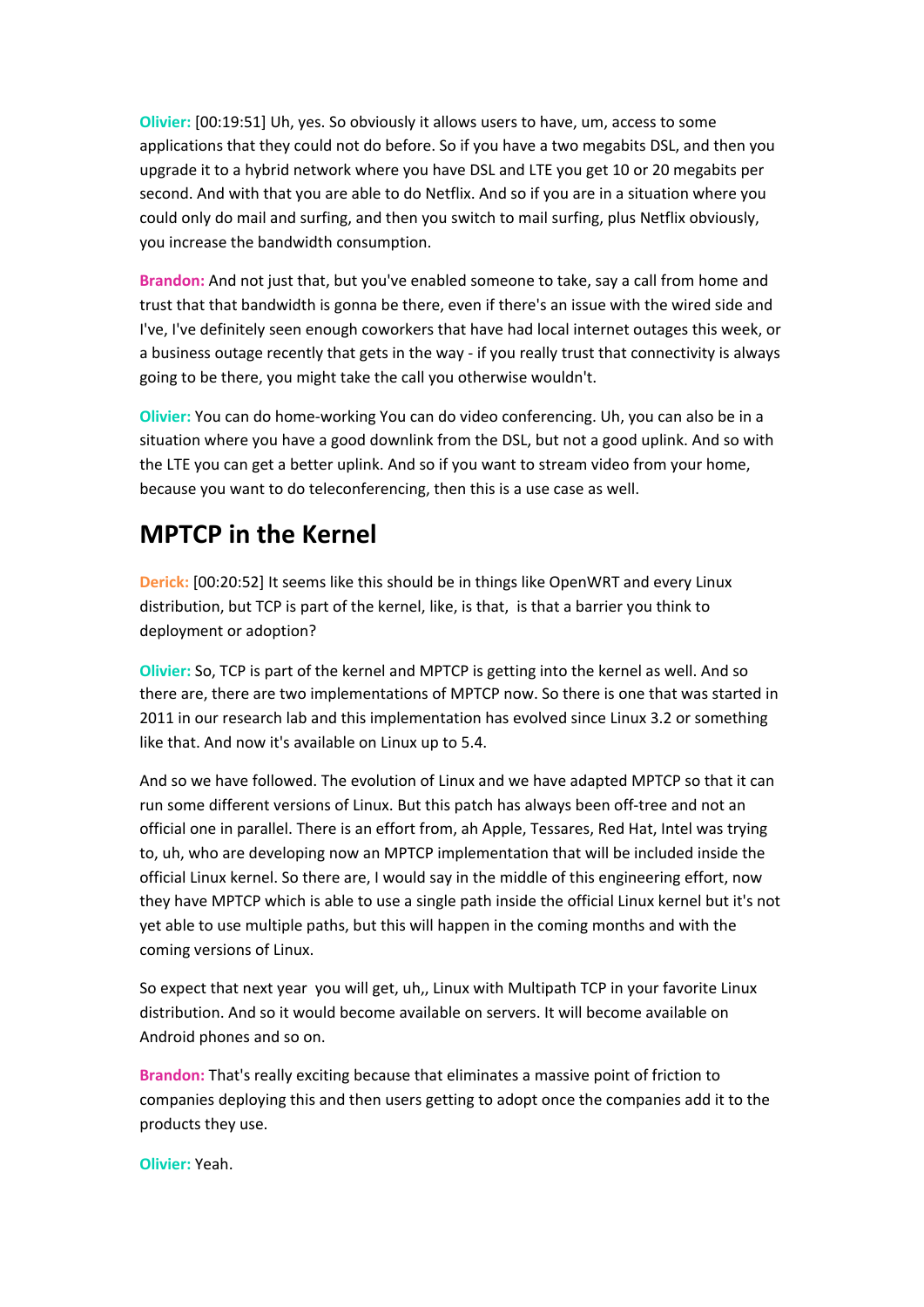**Olivier:** [00:19:51] Uh, yes. So obviously it allows users to have, um, access to some applications that they could not do before. So if you have a two megabits DSL, and then you upgrade it to a hybrid network where you have DSL and LTE you get 10 or 20 megabits per second. And with that you are able to do Netflix. And so if you are in a situation where you could only do mail and surfing, and then you switch to mail surfing, plus Netflix obviously, you increase the bandwidth consumption.

**Brandon:** And not just that, but you've enabled someone to take, say a call from home and trust that that bandwidth is gonna be there, even if there's an issue with the wired side and I've, I've definitely seen enough coworkers that have had local internet outages this week, or a business outage recently that gets in the way - if you really trust that connectivity is always going to be there, you might take the call you otherwise wouldn't.

**Olivier:** You can do home-working You can do video conferencing. Uh, you can also be in a situation where you have a good downlink from the DSL, but not a good uplink. And so with the LTE you can get a better uplink. And so if you want to stream video from your home, because you want to do teleconferencing, then this is a use case as well.

## MPTCP in the Kernel

**Derick:** [00:20:52] It seems like this should be in things like OpenWRT and every Linux distribution, but TCP is part of the kernel, like, is that, is that a barrier you think to deployment or adoption?

**Olivier:** So, TCP is part of the kernel and MPTCP is getting into the kernel as well. And so there are, there are two implementations of MPTCP now. So there is one that was started in 2011 in our research lab and this implementation has evolved since Linux 3.2 or something like that. And now it's available on Linux up to 5.4.

And so we have followed. The evolution of Linux and we have adapted MPTCP so that it can run some different versions of Linux. But this patch has always been off-tree and not an official one in parallel. There is an effort from, ah Apple, Tessares, Red Hat, Intel was trying to, uh, who are developing now an MPTCP implementation that will be included inside the official Linux kernel. So there are, I would say in the middle of this engineering effort, now they have MPTCP which is able to use a single path inside the official Linux kernel but it's not yet able to use multiple paths, but this will happen in the coming months and with the coming versions of Linux.

So expect that next year you will get, uh,, Linux with Multipath TCP in your favorite Linux distribution. And so it would become available on servers. It will become available on Android phones and so on.

**Brandon:** That's really exciting because that eliminates a massive point of friction to companies deploying this and then users getting to adopt once the companies add it to the products they use.

**Olivier:** Yeah.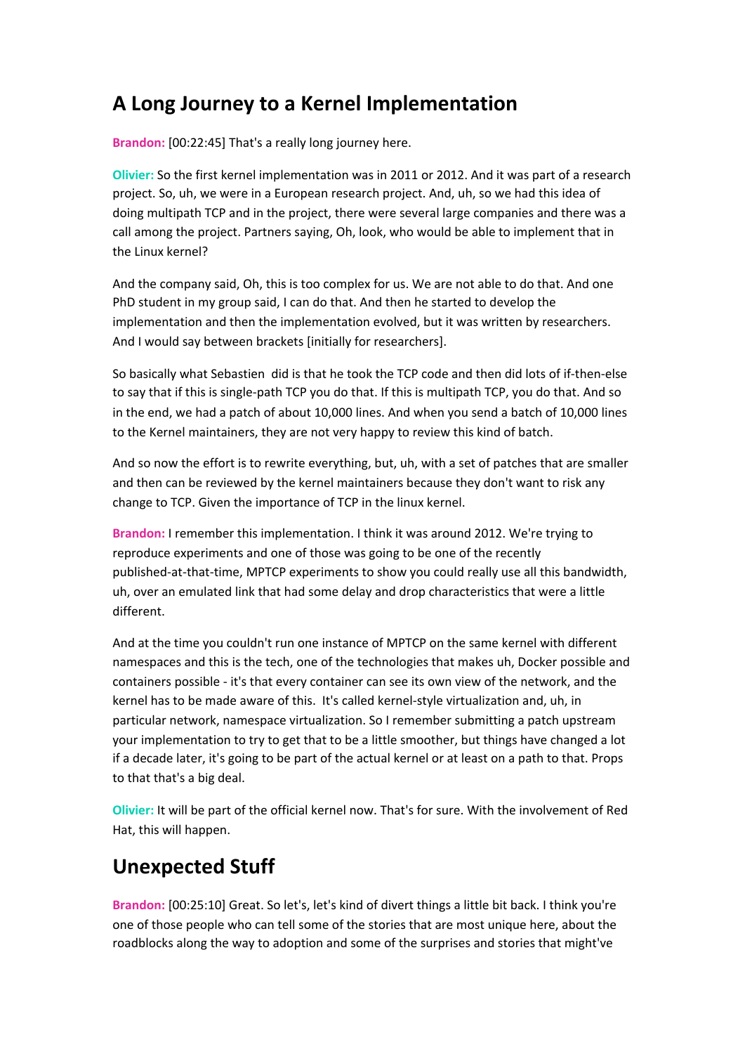## A Long Journey to a Kernel Implementation

**Brandon:** [00:22:45] That's a really long journey here.

**Olivier:** So the first kernel implementation was in 2011 or 2012. And it was part of a research project. So, uh, we were in a European research project. And, uh, so we had this idea of doing multipath TCP and in the project, there were several large companies and there was a call among the project. Partners saying, Oh, look, who would be able to implement that in the Linux kernel?

And the company said, Oh, this is too complex for us. We are not able to do that. And one PhD student in my group said, I can do that. And then he started to develop the implementation and then the implementation evolved, but it was written by researchers. And I would say between brackets [initially for researchers].

So basically what Sebastien did is that he took the TCP code and then did lots of if-then-else to say that if this is single-path TCP you do that. If this is multipath TCP, you do that. And so in the end, we had a patch of about 10,000 lines. And when you send a batch of 10,000 lines to the Kernel maintainers, they are not very happy to review this kind of batch.

And so now the effort is to rewrite everything, but, uh, with a set of patches that are smaller and then can be reviewed by the kernel maintainers because they don't want to risk any change to TCP. Given the importance of TCP in the linux kernel.

**Brandon:** I remember this implementation. I think it was around 2012. We're trying to reproduce experiments and one of those was going to be one of the recently published-at-that-time, MPTCP experiments to show you could really use all this bandwidth, uh, over an emulated link that had some delay and drop characteristics that were a little different.

And at the time you couldn't run one instance of MPTCP on the same kernel with different namespaces and this is the tech, one of the technologies that makes uh, Docker possible and containers possible - it's that every container can see its own view of the network, and the kernel has to be made aware of this. It's called kernel-style virtualization and, uh, in particular network, namespace virtualization. So I remember submitting a patch upstream your implementation to try to get that to be a little smoother, but things have changed a lot if a decade later, it's going to be part of the actual kernel or at least on a path to that. Props to that that's a big deal.

**Olivier:** It will be part of the official kernel now. That's for sure. With the involvement of Red Hat, this will happen.

## Unexpected Stuff

**Brandon:** [00:25:10] Great. So let's, let's kind of divert things a little bit back. I think you're one of those people who can tell some of the stories that are most unique here, about the roadblocks along the way to adoption and some of the surprises and stories that might've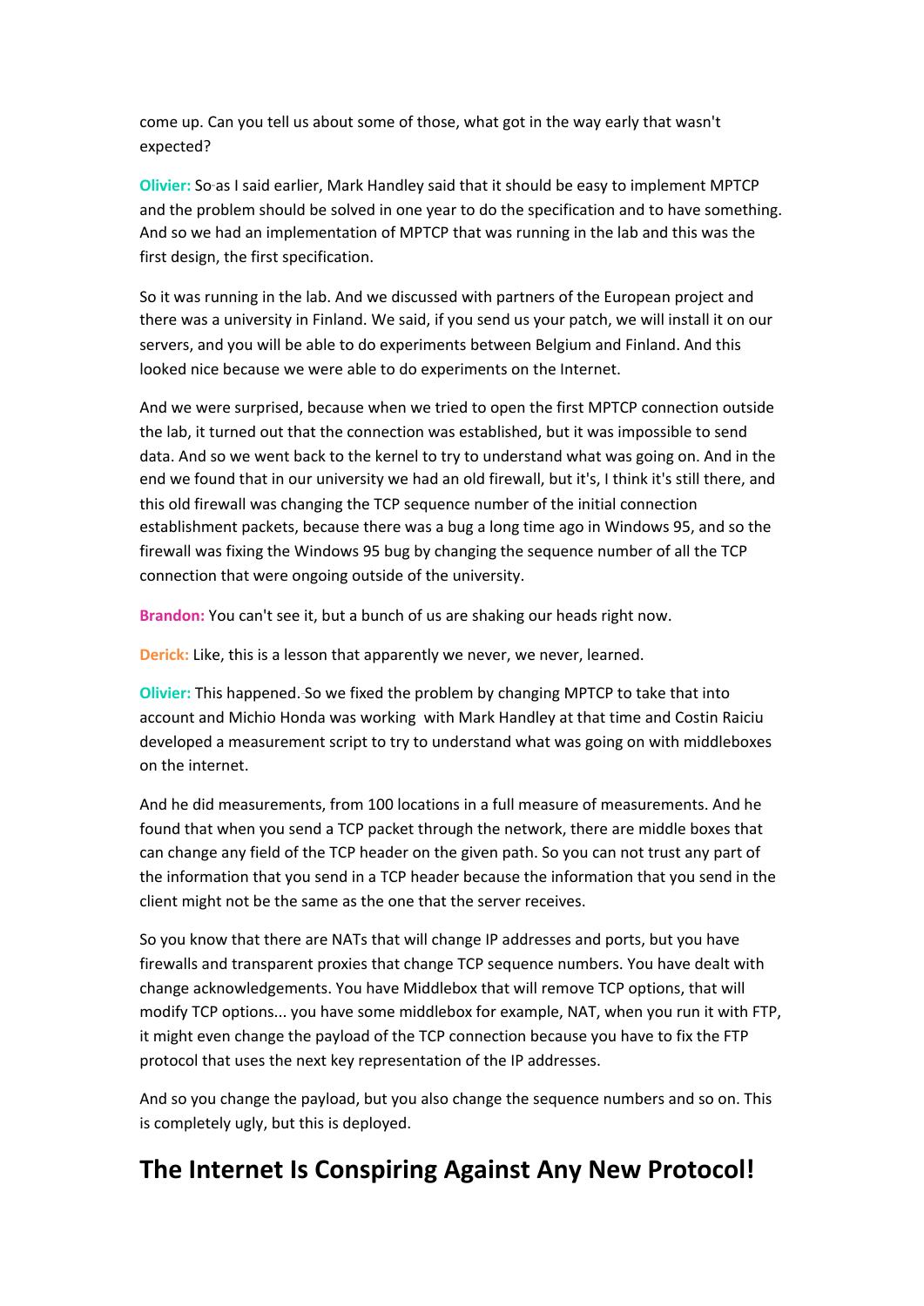come up. Can you tell us about some of those, what got in the way early that wasn't expected?

**Olivier:** So as I said earlier, Mark Handley said that it should be easy to implement MPTCP and the problem should be solved in one year to do the specification and to have something. And so we had an implementation of MPTCP that was running in the lab and this was the first design, the first specification.

So it was running in the lab. And we discussed with partners of the European project and there was a university in Finland. We said, if you send us your patch, we will install it on our servers, and you will be able to do experiments between Belgium and Finland. And this looked nice because we were able to do experiments on the Internet.

And we were surprised, because when we tried to open the first MPTCP connection outside the lab, it turned out that the connection was established, but it was impossible to send data. And so we went back to the kernel to try to understand what was going on. And in the end we found that in our university we had an old firewall, but it's, I think it's still there, and this old firewall was changing the TCP sequence number of the initial connection establishment packets, because there was a bug a long time ago in Windows 95, and so the firewall was fixing the Windows 95 bug by changing the sequence number of all the TCP connection that were ongoing outside of the university.

**Brandon:** You can't see it, but a bunch of us are shaking our heads right now.

**Derick:** Like, this is a lesson that apparently we never, we never, learned.

**Olivier:** This happened. So we fixed the problem by changing MPTCP to take that into account and Michio Honda was working with Mark Handley at that time and Costin Raiciu developed a measurement script to try to understand what was going on with middleboxes on the internet.

And he did measurements, from 100 locations in a full measure of measurements. And he found that when you send a TCP packet through the network, there are middle boxes that can change any field of the TCP header on the given path. So you can not trust any part of the information that you send in a TCP header because the information that you send in the client might not be the same as the one that the server receives.

So you know that there are NATs that will change IP addresses and ports, but you have firewalls and transparent proxies that change TCP sequence numbers. You have dealt with change acknowledgements. You have Middlebox that will remove TCP options, that will modify TCP options... you have some middlebox for example, NAT, when you run it with FTP, it might even change the payload of the TCP connection because you have to fix the FTP protocol that uses the next key representation of the IP addresses.

And so you change the payload, but you also change the sequence numbers and so on. This is completely ugly, but this is deployed.

## The Internet Is Conspiring Against Any New Protocol!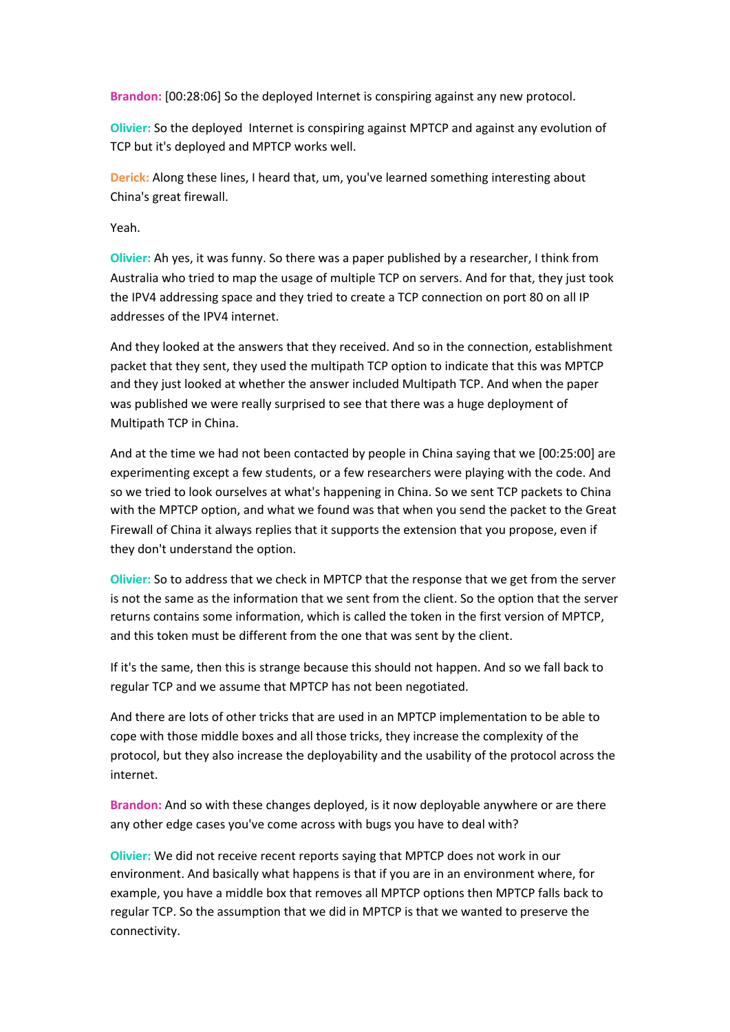**Brandon:** [00:28:06] So the deployed Internet is conspiring against any new protocol.

**Olivier:** So the deployed Internet is conspiring against MPTCP and against any evolution of TCP but it's deployed and MPTCP works well.

**Derick:** Along these lines, I heard that, um, you've learned something interesting about China's great firewall.

Yeah.

**Olivier:** Ah yes, it was funny. So there was a paper published by a researcher, I think from Australia who tried to map the usage of multiple TCP on servers. And for that, they just took the IPV4 addressing space and they tried to create a TCP connection on port 80 on all IP addresses of the IPV4 internet.

And they looked at the answers that they received. And so in the connection, establishment packet that they sent, they used the multipath TCP option to indicate that this was MPTCP and they just looked at whether the answer included Multipath TCP. And when the paper was published we were really surprised to see that there was a huge deployment of Multipath TCP in China.

And at the time we had not been contacted by people in China saying that we [00:25:00] are experimenting except a few students, or a few researchers were playing with the code. And so we tried to look ourselves at what's happening in China. So we sent TCP packets to China with the MPTCP option, and what we found was that when you send the packet to the Great Firewall of China it always replies that it supports the extension that you propose, even if they don't understand the option.

**Olivier:** So to address that we check in MPTCP that the response that we get from the server is not the same as the information that we sent from the client. So the option that the server returns contains some information, which is called the token in the first version of MPTCP, and this token must be different from the one that was sent by the client.

If it's the same, then this is strange because this should not happen. And so we fall back to regular TCP and we assume that MPTCP has not been negotiated.

And there are lots of other tricks that are used in an MPTCP implementation to be able to cope with those middle boxes and all those tricks, they increase the complexity of the protocol, but they also increase the deployability and the usability of the protocol across the internet.

**Brandon:** And so with these changes deployed, is it now deployable anywhere or are there any other edge cases you've come across with bugs you have to deal with?

**Olivier:** We did not receive recent reports saying that MPTCP does not work in our environment. And basically what happens is that if you are in an environment where, for example, you have a middle box that removes all MPTCP options then MPTCP falls back to regular TCP. So the assumption that we did in MPTCP is that we wanted to preserve the connectivity.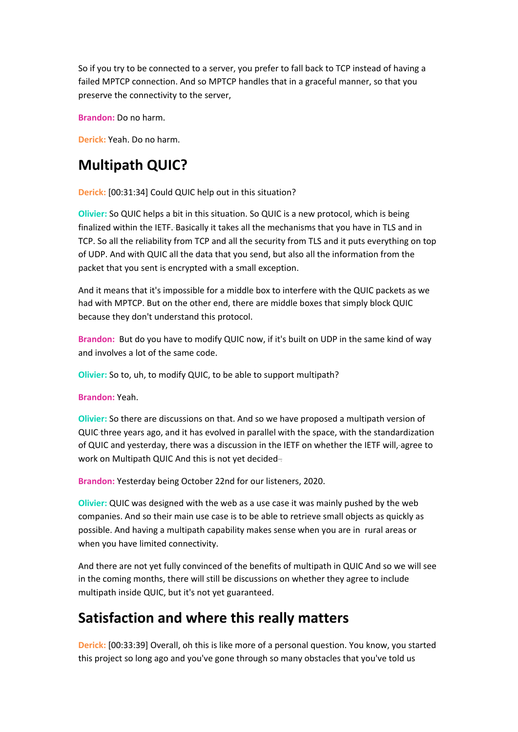So if you try to be connected to a server, you prefer to fall back to TCP instead of having a failed MPTCP connection. And so MPTCP handles that in a graceful manner, so that you preserve the connectivity to the server,

**Brandon:** Do no harm.

**Derick:** Yeah. Do no harm.

## Multipath QUIC?

**Derick:** [00:31:34] Could QUIC help out in this situation?

**Olivier:** So QUIC helps a bit in this situation. So QUIC is a new protocol, which is being finalized within the IETF. Basically it takes all the mechanisms that you have in TLS and in TCP. So all the reliability from TCP and all the security from TLS and it puts everything on top of UDP. And with QUIC all the data that you send, but also all the information from the packet that you sent is encrypted with a small exception.

And it means that it's impossible for a middle box to interfere with the QUIC packets as we had with MPTCP. But on the other end, there are middle boxes that simply block QUIC because they don't understand this protocol.

**Brandon:** But do you have to modify QUIC now, if it's built on UDP in the same kind of way and involves a lot of the same code.

**Olivier:** So to, uh, to modify QUIC, to be able to support multipath?

**Brandon:** Yeah.

**Olivier:** So there are discussions on that. And so we have proposed a multipath version of QUIC three years ago, and it has evolved in parallel with the space, with the standardization of QUIC and yesterday, there was a discussion in the IETF on whether the IETF will, agree to work on Multipath QUIC And this is not yet decided.

**Brandon:** Yesterday being October 22nd for our listeners, 2020.

**Olivier:** QUIC was designed with the web as a use case it was mainly pushed by the web companies. And so their main use case is to be able to retrieve small objects as quickly as possible. And having a multipath capability makes sense when you are in rural areas or when you have limited connectivity.

And there are not yet fully convinced of the benefits of multipath in QUIC And so we will see in the coming months, there will still be discussions on whether they agree to include multipath inside QUIC, but it's not yet guaranteed.

## Satisfaction and where this really matters

**Derick:** [00:33:39] Overall, oh this is like more of a personal question. You know, you started this project so long ago and you've gone through so many obstacles that you've told us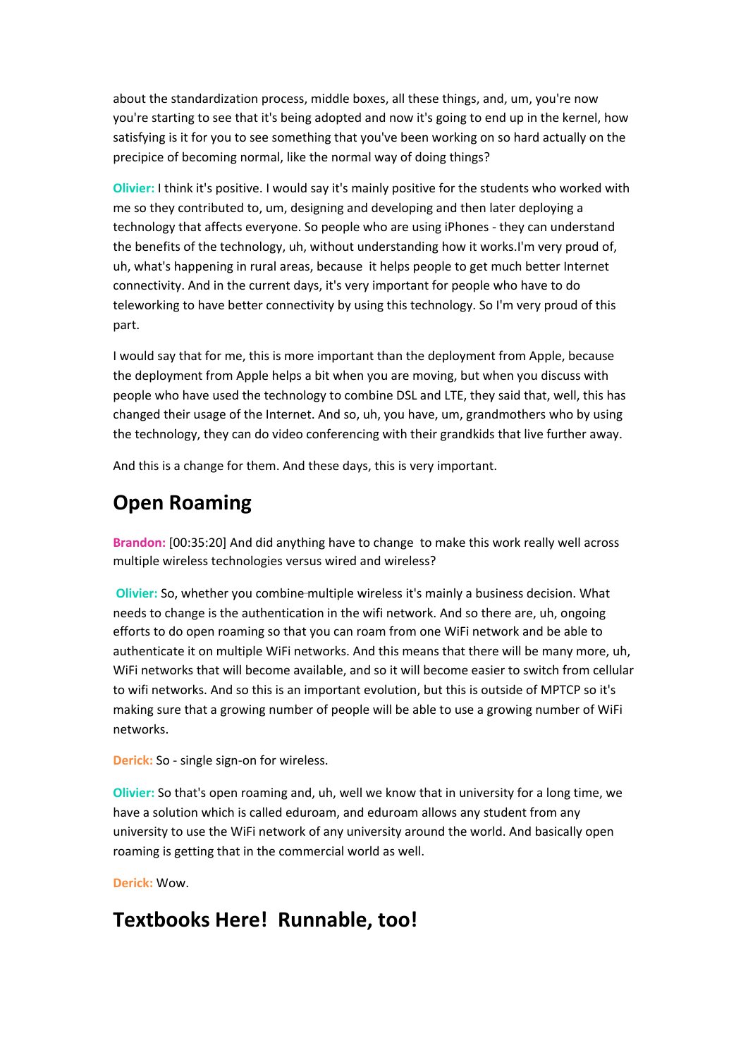about the standardization process, middle boxes, all these things, and, um, you're now you're starting to see that it's being adopted and now it's going to end up in the kernel, how satisfying is it for you to see something that you've been working on so hard actually on the precipice of becoming normal, like the normal way of doing things?

**Olivier:** I think it's positive. I would say it's mainly positive for the students who worked with me so they contributed to, um, designing and developing and then later deploying a technology that affects everyone. So people who are using iPhones - they can understand the benefits of the technology, uh, without understanding how it works.I'm very proud of, uh, what's happening in rural areas, because it helps people to get much better Internet connectivity. And in the current days, it's very important for people who have to do teleworking to have better connectivity by using this technology. So I'm very proud of this part.

I would say that for me, this is more important than the deployment from Apple, because the deployment from Apple helps a bit when you are moving, but when you discuss with people who have used the technology to combine DSL and LTE, they said that, well, this has changed their usage of the Internet. And so, uh, you have, um, grandmothers who by using the technology, they can do video conferencing with their grandkids that live further away.

And this is a change for them. And these days, this is very important.

## Open Roaming

**Brandon:** [00:35:20] And did anything have to change to make this work really well across multiple wireless technologies versus wired and wireless?

**Olivier:** So, whether you combine multiple wireless it's mainly a business decision. What needs to change is the authentication in the wifi network. And so there are, uh, ongoing efforts to do open roaming so that you can roam from one WiFi network and be able to authenticate it on multiple WiFi networks. And this means that there will be many more, uh, WiFi networks that will become available, and so it will become easier to switch from cellular to wifi networks. And so this is an important evolution, but this is outside of MPTCP so it's making sure that a growing number of people will be able to use a growing number of WiFi networks.

**Derick:** So - single sign-on for wireless.

**Olivier:** So that's open roaming and, uh, well we know that in university for a long time, we have a solution which is called eduroam, and eduroam allows any student from any university to use the WiFi network of any university around the world. And basically open roaming is getting that in the commercial world as well.

**Derick:** Wow.

## Textbooks Here! Runnable, too!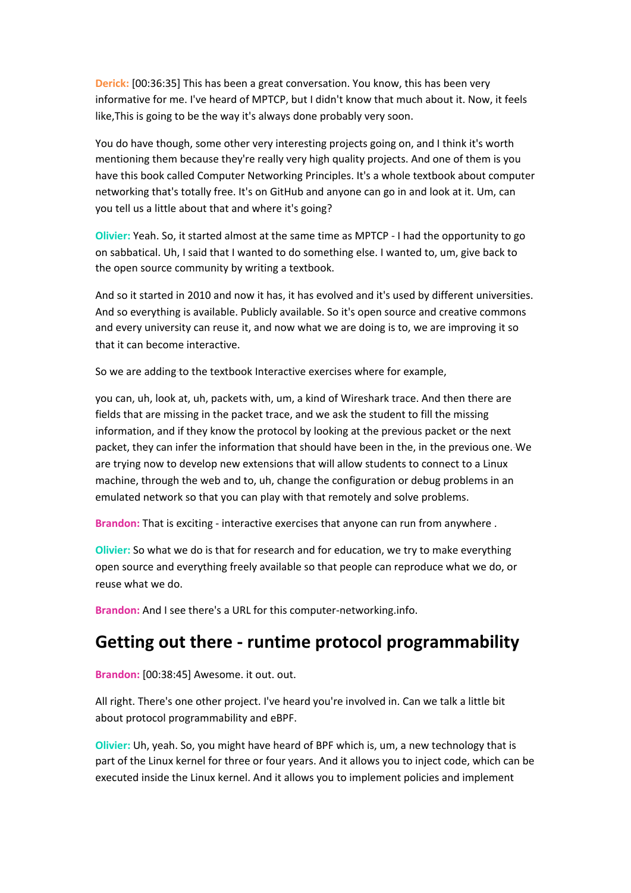**Derick:** [00:36:35] This has been a great conversation. You know, this has been very informative for me. I've heard of MPTCP, but I didn't know that much about it. Now, it feels like,This is going to be the way it's always done probably very soon.

You do have though, some other very interesting projects going on, and I think it's worth mentioning them because they're really very high quality projects. And one of them is you have this book called Computer Networking Principles. It's a whole textbook about computer networking that's totally free. It's on GitHub and anyone can go in and look at it. Um, can you tell us a little about that and where it's going?

**Olivier:** Yeah. So, it started almost at the same time as MPTCP - I had the opportunity to go on sabbatical. Uh, I said that I wanted to do something else. I wanted to, um, give back to the open source community by writing a textbook.

And so it started in 2010 and now it has, it has evolved and it's used by different universities. And so everything is available. Publicly available. So it's open source and creative commons and every university can reuse it, and now what we are doing is to, we are improving it so that it can become interactive.

So we are adding to the textbook Interactive exercises where for example,

you can, uh, look at, uh, packets with, um, a kind of Wireshark trace. And then there are fields that are missing in the packet trace, and we ask the student to fill the missing information, and if they know the protocol by looking at the previous packet or the next packet, they can infer the information that should have been in the, in the previous one. We are trying now to develop new extensions that will allow students to connect to a Linux machine, through the web and to, uh, change the configuration or debug problems in an emulated network so that you can play with that remotely and solve problems.

**Brandon:** That is exciting - interactive exercises that anyone can run from anywhere .

**Olivier:** So what we do is that for research and for education, we try to make everything open source and everything freely available so that people can reproduce what we do, or reuse what we do.

**Brandon:** And I see there's a URL for this computer-networking.info.

## Getting out there - runtime protocol programmability

**Brandon:** [00:38:45] Awesome. it out. out.

All right. There's one other project. I've heard you're involved in. Can we talk a little bit about protocol programmability and eBPF.

**Olivier:** Uh, yeah. So, you might have heard of BPF which is, um, a new technology that is part of the Linux kernel for three or four years. And it allows you to inject code, which can be executed inside the Linux kernel. And it allows you to implement policies and implement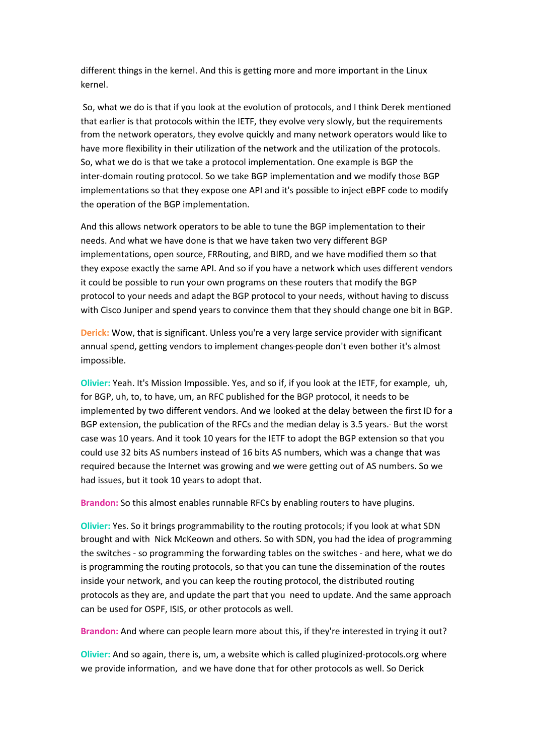different things in the kernel. And this is getting more and more important in the Linux kernel.

So, what we do is that if you look at the evolution of protocols, and I think Derek mentioned that earlier is that protocols within the IETF, they evolve very slowly, but the requirements from the network operators, they evolve quickly and many network operators would like to have more flexibility in their utilization of the network and the utilization of the protocols. So, what we do is that we take a protocol implementation. One example is BGP the inter-domain routing protocol. So we take BGP implementation and we modify those BGP implementations so that they expose one API and it's possible to inject eBPF code to modify the operation of the BGP implementation.

And this allows network operators to be able to tune the BGP implementation to their needs. And what we have done is that we have taken two very different BGP implementations, open source, FRRouting, and BIRD, and we have modified them so that they expose exactly the same API. And so if you have a network which uses different vendors it could be possible to run your own programs on these routers that modify the BGP protocol to your needs and adapt the BGP protocol to your needs, without having to discuss with Cisco Juniper and spend years to convince them that they should change one bit in BGP.

**Derick:** Wow, that is significant. Unless you're a very large service provider with significant annual spend, getting vendors to implement changes people don't even bother it's almost impossible.

**Olivier:** Yeah. It's Mission Impossible. Yes, and so if, if you look at the IETF, for example, uh, for BGP, uh, to, to have, um, an RFC published for the BGP protocol, it needs to be implemented by two different vendors. And we looked at the delay between the first ID for a BGP extension, the publication of the RFCs and the median delay is 3.5 years. But the worst case was 10 years. And it took 10 years for the IETF to adopt the BGP extension so that you could use 32 bits AS numbers instead of 16 bits AS numbers, which was a change that was required because the Internet was growing and we were getting out of AS numbers. So we had issues, but it took 10 years to adopt that.

**Brandon:** So this almost enables runnable RFCs by enabling routers to have plugins.

**Olivier:** Yes. So it brings programmability to the routing protocols; if you look at what SDN brought and with Nick McKeown and others. So with SDN, you had the idea of programming the switches - so programming the forwarding tables on the switches - and here, what we do is programming the routing protocols, so that you can tune the dissemination of the routes inside your network, and you can keep the routing protocol, the distributed routing protocols as they are, and update the part that you need to update. And the same approach can be used for OSPF, ISIS, or other protocols as well.

**Brandon:** And where can people learn more about this, if they're interested in trying it out?

**Olivier:** And so again, there is, um, a website which is called pluginized-protocols.org where we provide information, and we have done that for other protocols as well. So Derick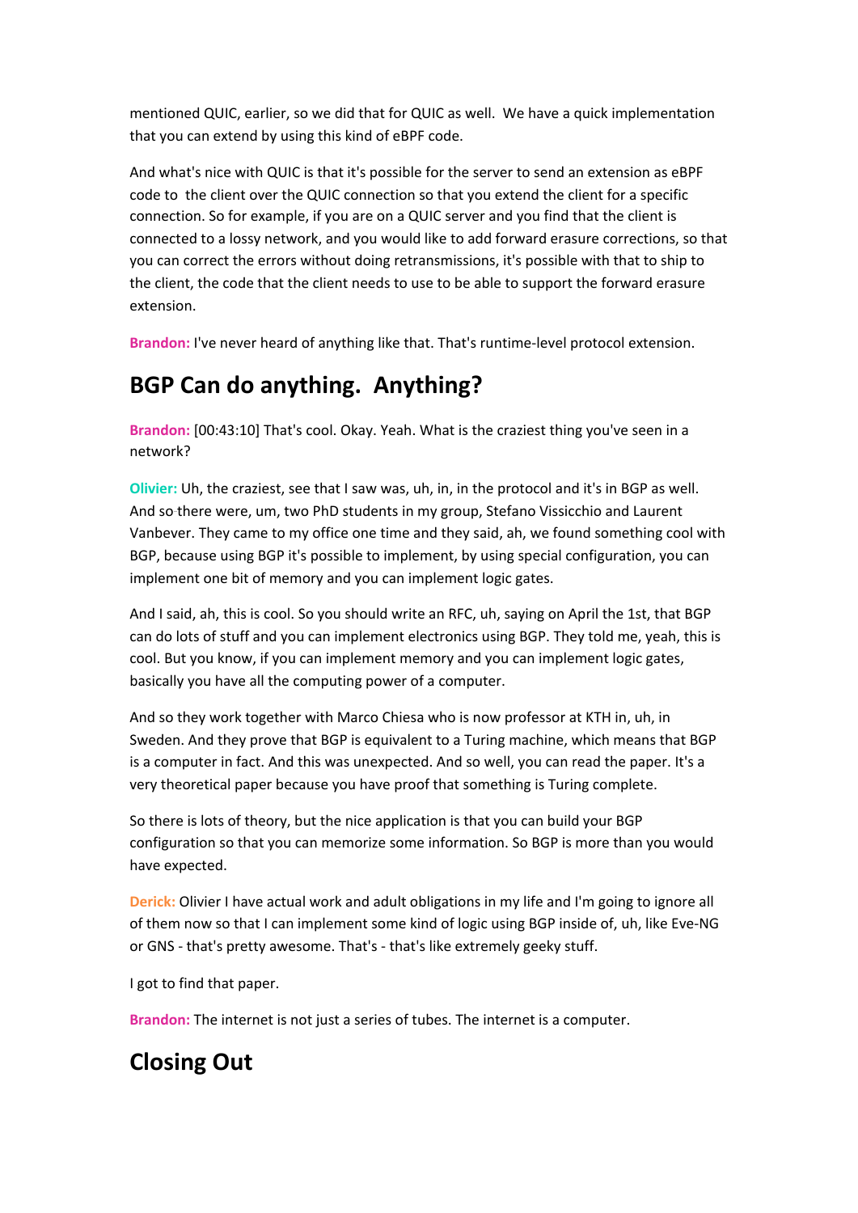mentioned QUIC, earlier, so we did that for QUIC as well. We have a quick implementation that you can extend by using this kind of eBPF code.

And what's nice with QUIC is that it's possible for the server to send an extension as eBPF code to the client over the QUIC connection so that you extend the client for a specific connection. So for example, if you are on a QUIC server and you find that the client is connected to a lossy network, and you would like to add forward erasure corrections, so that you can correct the errors without doing retransmissions, it's possible with that to ship to the client, the code that the client needs to use to be able to support the forward erasure extension.

**Brandon:** I've never heard of anything like that. That's runtime-level protocol extension.

## BGP Can do anything. Anything?

**Brandon:** [00:43:10] That's cool. Okay. Yeah. What is the craziest thing you've seen in a network?

**Olivier:** Uh, the craziest, see that I saw was, uh, in, in the protocol and it's in BGP as well. And so there were, um, two PhD students in my group, Stefano Vissicchio and Laurent Vanbever. They came to my office one time and they said, ah, we found something cool with BGP, because using BGP it's possible to implement, by using special configuration, you can implement one bit of memory and you can implement logic gates.

And I said, ah, this is cool. So you should write an RFC, uh, saying on April the 1st, that BGP can do lots of stuff and you can implement electronics using BGP. They told me, yeah, this is cool. But you know, if you can implement memory and you can implement logic gates, basically you have all the computing power of a computer.

And so they work together with Marco Chiesa who is now professor at KTH in, uh, in Sweden. And they prove that BGP is equivalent to a Turing machine, which means that BGP is a computer in fact. And this was unexpected. And so well, you can read the paper. It's a very theoretical paper because you have proof that something is Turing complete.

So there is lots of theory, but the nice application is that you can build your BGP configuration so that you can memorize some information. So BGP is more than you would have expected.

**Derick:** Olivier I have actual work and adult obligations in my life and I'm going to ignore all of them now so that I can implement some kind of logic using BGP inside of, uh, like Eve-NG or GNS - that's pretty awesome. That's - that's like extremely geeky stuff.

I got to find that paper.

**Brandon:** The internet is not just a series of tubes. The internet is a computer.

## Closing Out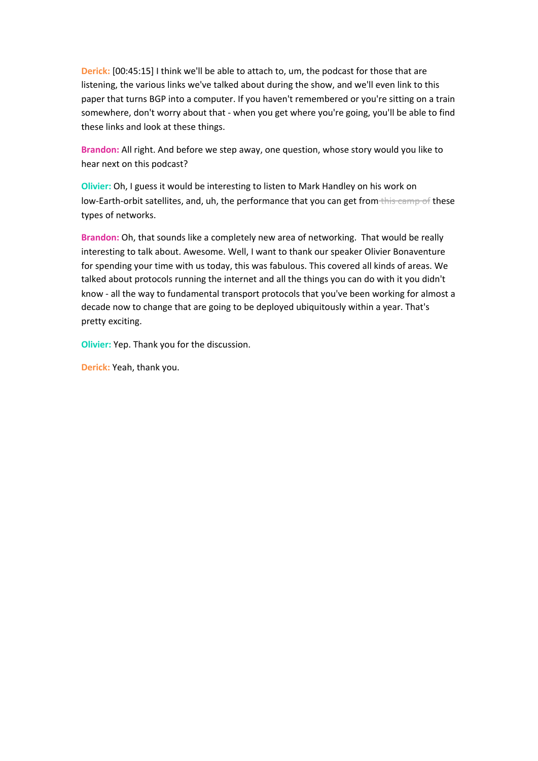**Derick:** [00:45:15] I think we'll be able to attach to, um, the podcast for those that are listening, the various links we've talked about during the show, and we'll even link to this paper that turns BGP into a computer. If you haven't remembered or you're sitting on a train somewhere, don't worry about that - when you get where you're going, you'll be able to find these links and look at these things.

**Brandon:** All right. And before we step away, one question, whose story would you like to hear next on this podcast?

**Olivier:** Oh, I guess it would be interesting to listen to Mark Handley on his work on low-Earth-orbit satellites, and, uh, the performance that you can get from ~~this camp of~~ these types of networks.

**Brandon:** Oh, that sounds like a completely new area of networking. That would be really interesting to talk about. Awesome. Well, I want to thank our speaker Olivier Bonaventure for spending your time with us today, this was fabulous. This covered all kinds of areas. We talked about protocols running the internet and all the things you can do with it you didn't know - all the way to fundamental transport protocols that you've been working for almost a decade now to change that are going to be deployed ubiquitously within a year. That's pretty exciting.

**Olivier:** Yep. Thank you for the discussion.

**Derick:** Yeah, thank you.